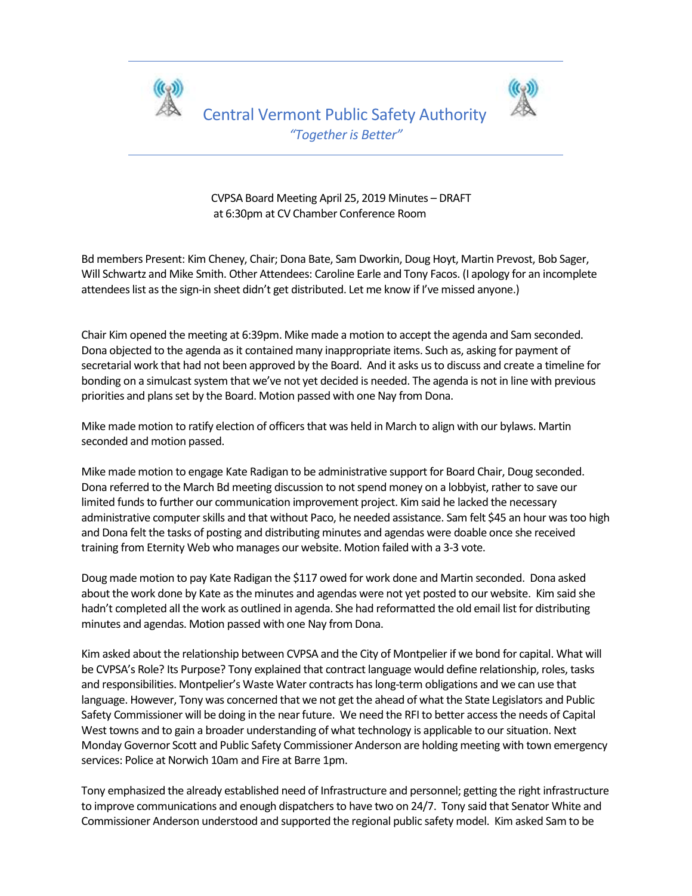# Central Vermont Public Safety Authority

*"Together is Better"*

CVPSA Board Meeting April 25, 2019 Minutes – DRAFT
at 6:30pm at CV Chamber Conference Room

Bd members Present: Kim Cheney, Chair; Dona Bate, Sam Dworkin, Doug Hoyt, Martin Prevost, Bob Sager, Will Schwartz and Mike Smith. Other Attendees: Caroline Earle and Tony Facos. (I apology for an incomplete attendees list as the sign-in sheet didn't get distributed. Let me know if I've missed anyone.)

Chair Kim opened the meeting at 6:39pm. Mike made a motion to accept the agenda and Sam seconded. Dona objected to the agenda as it contained many inappropriate items. Such as, asking for payment of secretarial work that had not been approved by the Board. And it asks us to discuss and create a timeline for bonding on a simulcast system that we've not yet decided is needed. The agenda is not in line with previous priorities and plans set by the Board. Motion passed with one Nay from Dona.

Mike made motion to ratify election of officers that was held in March to align with our bylaws. Martin seconded and motion passed.

Mike made motion to engage Kate Radigan to be administrative support for Board Chair, Doug seconded. Dona referred to the March Bd meeting discussion to not spend money on a lobbyist, rather to save our limited funds to further our communication improvement project. Kim said he lacked the necessary administrative computer skills and that without Paco, he needed assistance. Sam felt $45 an hour was too high and Dona felt the tasks of posting and distributing minutes and agendas were doable once she received training from Eternity Web who manages our website. Motion failed with a 3-3 vote.

Doug made motion to pay Kate Radigan the $117 owed for work done and Martin seconded. Dona asked about the work done by Kate as the minutes and agendas were not yet posted to our website. Kim said she hadn't completed all the work as outlined in agenda. She had reformatted the old email list for distributing minutes and agendas. Motion passed with one Nay from Dona.

Kim asked about the relationship between CVPSA and the City of Montpelier if we bond for capital. What will be CVPSA's Role? Its Purpose? Tony explained that contract language would define relationship, roles, tasks and responsibilities. Montpelier's Waste Water contracts has long-term obligations and we can use that language. However, Tony was concerned that we not get the ahead of what the State Legislators and Public Safety Commissioner will be doing in the near future. We need the RFI to better access the needs of Capital West towns and to gain a broader understanding of what technology is applicable to our situation. Next Monday Governor Scott and Public Safety Commissioner Anderson are holding meeting with town emergency services: Police at Norwich 10am and Fire at Barre 1pm.

Tony emphasized the already established need of Infrastructure and personnel; getting the right infrastructure to improve communications and enough dispatchers to have two on 24/7. Tony said that Senator White and Commissioner Anderson understood and supported the regional public safety model. Kim asked Sam to be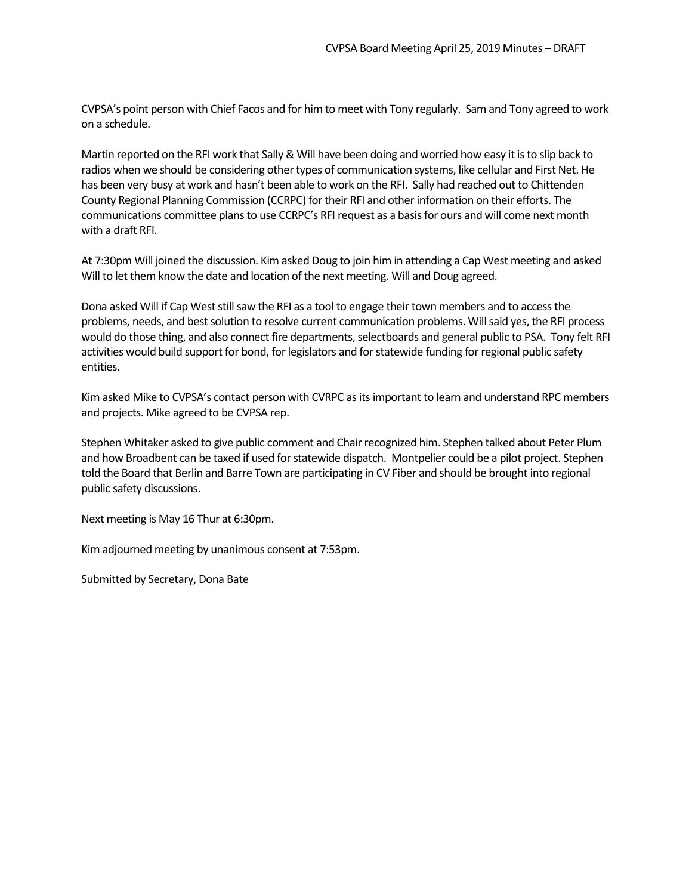CVPSA's point person with Chief Facos and for him to meet with Tony regularly. Sam and Tony agreed to work on a schedule.

Martin reported on the RFI work that Sally & Will have been doing and worried how easy it is to slip back to radios when we should be considering other types of communication systems, like cellular and First Net. He has been very busy at work and hasn't been able to work on the RFI. Sally had reached out to Chittenden County Regional Planning Commission (CCRPC) for their RFI and other information on their efforts. The communications committee plans to use CCRPC's RFI request as a basis for ours and will come next month with a draft RFI.

At 7:30pm Will joined the discussion. Kim asked Doug to join him in attending a Cap West meeting and asked Will to let them know the date and location of the next meeting. Will and Doug agreed.

Dona asked Will if Cap West still saw the RFI as a tool to engage their town members and to access the problems, needs, and best solution to resolve current communication problems. Will said yes, the RFI process would do those thing, and also connect fire departments, selectboards and general public to PSA. Tony felt RFI activities would build support for bond, for legislators and for statewide funding for regional public safety entities.

Kim asked Mike to CVPSA's contact person with CVRPC as its important to learn and understand RPC members and projects. Mike agreed to be CVPSA rep.

Stephen Whitaker asked to give public comment and Chair recognized him. Stephen talked about Peter Plum and how Broadbent can be taxed if used for statewide dispatch. Montpelier could be a pilot project. Stephen told the Board that Berlin and Barre Town are participating in CV Fiber and should be brought into regional public safety discussions.

Next meeting is May 16 Thur at 6:30pm.

Kim adjourned meeting by unanimous consent at 7:53pm.

Submitted by Secretary, Dona Bate